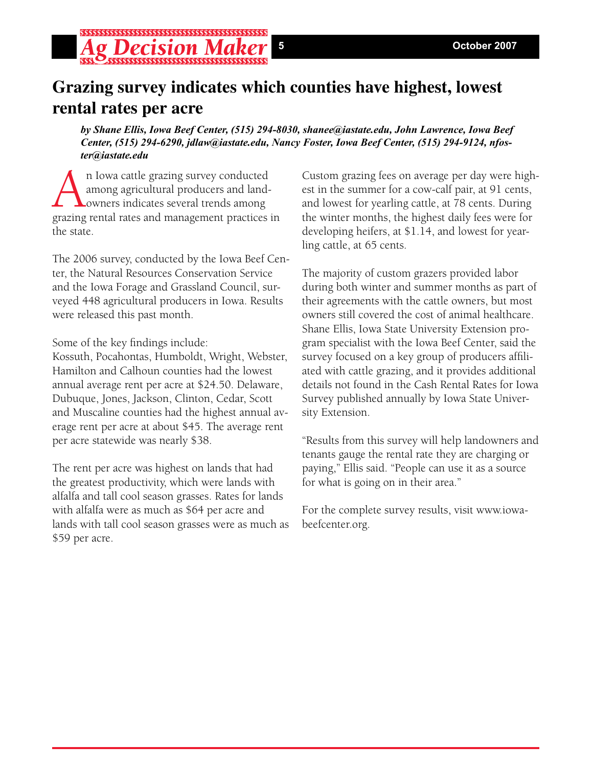# Grazing survey indicates which counties have highest, lowest rental rates per acre

***by Shane Ellis, Iowa Beef Center, (515) 294-8030, shanee@iastate.edu, John Lawrence, Iowa Beef Center, (515) 294-6290, jdlaw@iastate.edu, Nancy Foster, Iowa Beef Center, (515) 294-9124, nfoster@iastate.edu***

An Iowa cattle grazing survey conducted among agricultural producers and landowners indicates several trends among grazing rental rates and management practices in the state.

The 2006 survey, conducted by the Iowa Beef Center, the Natural Resources Conservation Service and the Iowa Forage and Grassland Council, surveyed 448 agricultural producers in Iowa. Results were released this past month.

Some of the key findings include:
Kossuth, Pocahontas, Humboldt, Wright, Webster, Hamilton and Calhoun counties had the lowest annual average rent per acre at $24.50. Delaware, Dubuque, Jones, Jackson, Clinton, Cedar, Scott and Muscaline counties had the highest annual average rent per acre at about $45. The average rent per acre statewide was nearly $38.

The rent per acre was highest on lands that had the greatest productivity, which were lands with alfalfa and tall cool season grasses. Rates for lands with alfalfa were as much as $64 per acre and lands with tall cool season grasses were as much as $59 per acre.

Custom grazing fees on average per day were highest in the summer for a cow-calf pair, at 91 cents, and lowest for yearling cattle, at 78 cents. During the winter months, the highest daily fees were for developing heifers, at $1.14, and lowest for yearling cattle, at 65 cents.

The majority of custom grazers provided labor during both winter and summer months as part of their agreements with the cattle owners, but most owners still covered the cost of animal healthcare. Shane Ellis, Iowa State University Extension program specialist with the Iowa Beef Center, said the survey focused on a key group of producers affiliated with cattle grazing, and it provides additional details not found in the Cash Rental Rates for Iowa Survey published annually by Iowa State University Extension.

"Results from this survey will help landowners and tenants gauge the rental rate they are charging or paying," Ellis said. "People can use it as a source for what is going on in their area."

For the complete survey results, visit www.iowabeefcenter.org.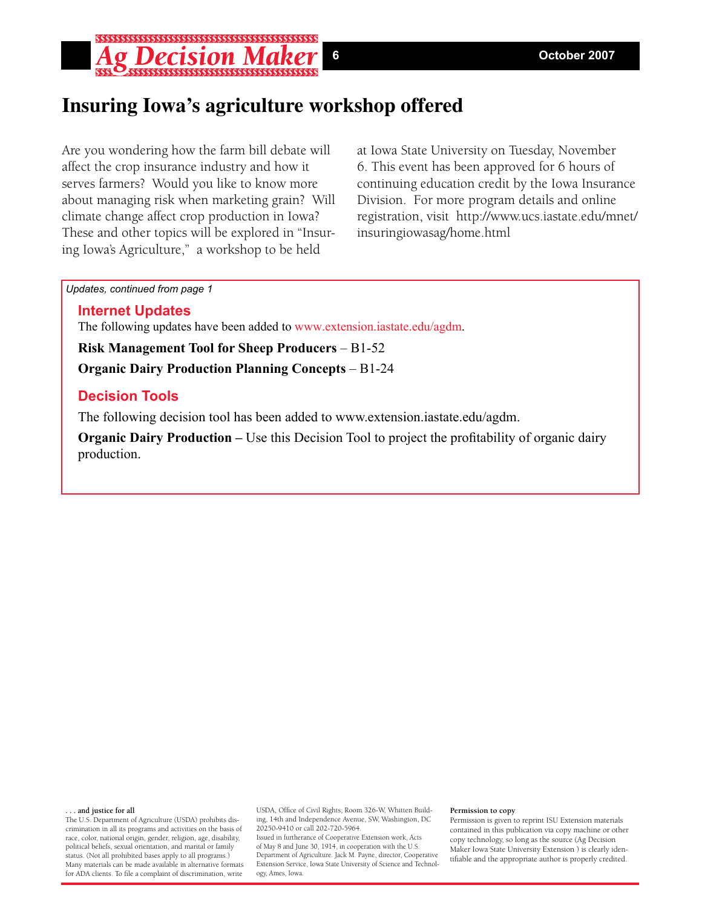# Insuring Iowa's agriculture workshop offered

Are you wondering how the farm bill debate will affect the crop insurance industry and how it serves farmers? Would you like to know more about managing risk when marketing grain? Will climate change affect crop production in Iowa? These and other topics will be explored in "Insuring Iowa's Agriculture," a workshop to be held at Iowa State University on Tuesday, November 6. This event has been approved for 6 hours of continuing education credit by the Iowa Insurance Division. For more program details and online registration, visit http://www.ucs.iastate.edu/mnet/insuringiowasag/home.html

*Updates, continued from page 1*

## Internet Updates

The following updates have been added to www.extension.iastate.edu/agdm.

**Risk Management Tool for Sheep Producers** – B1-52

**Organic Dairy Production Planning Concepts** – B1-24

## Decision Tools

The following decision tool has been added to www.extension.iastate.edu/agdm.

**Organic Dairy Production –** Use this Decision Tool to project the profitability of organic dairy production.

**. . . and justice for all**
The U.S. Department of Agriculture (USDA) prohibits discrimination in all its programs and activities on the basis of race, color, national origin, gender, religion, age, disability, political beliefs, sexual orientation, and marital or family status. (Not all prohibited bases apply to all programs.) Many materials can be made available in alternative formats for ADA clients. To file a complaint of discrimination, write USDA, Office of Civil Rights, Room 326-W, Whitten Building, 14th and Independence Avenue, SW, Washington, DC 20250-9410 or call 202-720-5964.
Issued in furtherance of Cooperative Extension work, Acts of May 8 and June 30, 1914, in cooperation with the U.S. Department of Agriculture. Jack M. Payne, director, Cooperative Extension Service, Iowa State University of Science and Technology, Ames, Iowa.

**Permission to copy**
Permission is given to reprint ISU Extension materials contained in this publication via copy machine or other copy technology, so long as the source (Ag Decision Maker Iowa State University Extension ) is clearly identifiable and the appropriate author is properly credited.